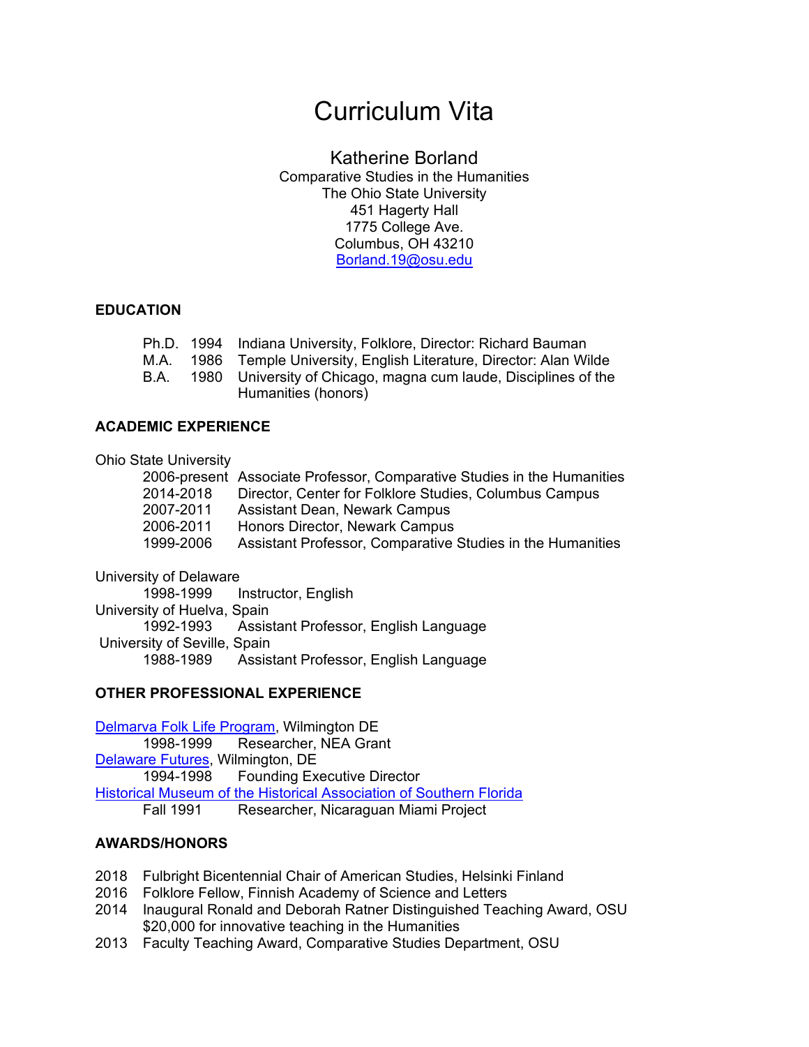# Curriculum Vita

## Katherine Borland

Comparative Studies in the Humanities
The Ohio State University
451 Hagerty Hall
1775 College Ave.
Columbus, OH 43210
[Borland.19@osu.edu](mailto:Borland.19@osu.edu)

### EDUCATION

Ph.D. 1994 Indiana University, Folklore, Director: Richard Bauman
M.A. 1986 Temple University, English Literature, Director: Alan Wilde
B.A. 1980 University of Chicago, magna cum laude, Disciplines of the Humanities (honors)

### ACADEMIC EXPERIENCE

Ohio State University

- 2006-present Associate Professor, Comparative Studies in the Humanities
- 2014-2018 Director, Center for Folklore Studies, Columbus Campus
- 2007-2011 Assistant Dean, Newark Campus
- 2006-2011 Honors Director, Newark Campus
- 1999-2006 Assistant Professor, Comparative Studies in the Humanities

University of Delaware

- 1998-1999 Instructor, English

University of Huelva, Spain

- 1992-1993 Assistant Professor, English Language

University of Seville, Spain

- 1988-1989 Assistant Professor, English Language

### OTHER PROFESSIONAL EXPERIENCE

Delmarva Folk Life Program, Wilmington DE

- 1998-1999 Researcher, NEA Grant

Delaware Futures, Wilmington, DE

- 1994-1998 Founding Executive Director

Historical Museum of the Historical Association of Southern Florida

- Fall 1991 Researcher, Nicaraguan Miami Project

### AWARDS/HONORS

- 2018 Fulbright Bicentennial Chair of American Studies, Helsinki Finland
- 2016 Folklore Fellow, Finnish Academy of Science and Letters
- 2014 Inaugural Ronald and Deborah Ratner Distinguished Teaching Award, OSU $20,000 for innovative teaching in the Humanities
- 2013 Faculty Teaching Award, Comparative Studies Department, OSU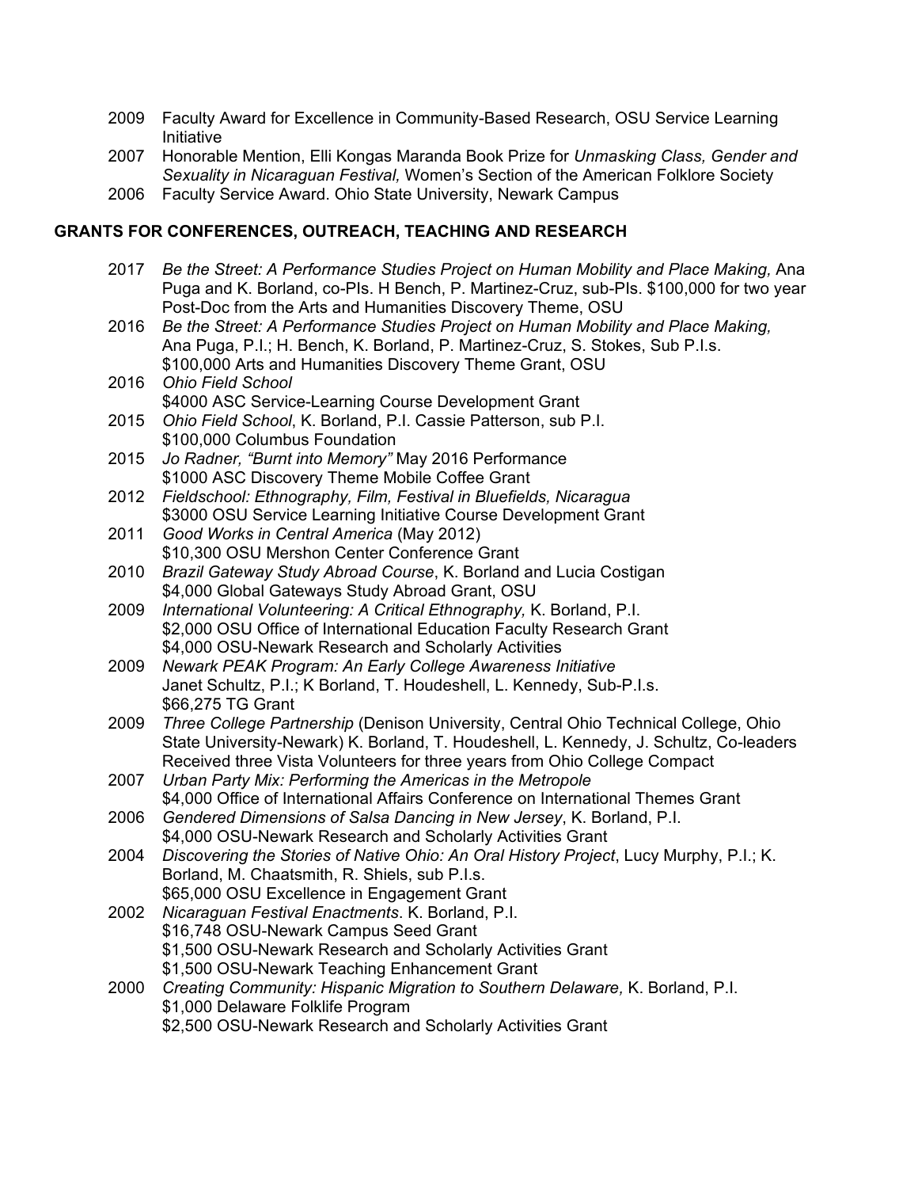- 2009 Faculty Award for Excellence in Community-Based Research, OSU Service Learning Initiative
- 2007 Honorable Mention, Elli Kongas Maranda Book Prize for *Unmasking Class, Gender and Sexuality in Nicaraguan Festival,* Women's Section of the American Folklore Society
- 2006 Faculty Service Award. Ohio State University, Newark Campus

## GRANTS FOR CONFERENCES, OUTREACH, TEACHING AND RESEARCH

- 2017 *Be the Street: A Performance Studies Project on Human Mobility and Place Making,* Ana Puga and K. Borland, co-PIs. H Bench, P. Martinez-Cruz, sub-PIs. $100,000 for two year Post-Doc from the Arts and Humanities Discovery Theme, OSU
- 2016 *Be the Street: A Performance Studies Project on Human Mobility and Place Making,* Ana Puga, P.I.; H. Bench, K. Borland, P. Martinez-Cruz, S. Stokes, Sub P.I.s.
  $100,000 Arts and Humanities Discovery Theme Grant, OSU
- 2016 *Ohio Field School*
  $4000 ASC Service-Learning Course Development Grant
- 2015 *Ohio Field School*, K. Borland, P.I. Cassie Patterson, sub P.I.
  $100,000 Columbus Foundation
- 2015 *Jo Radner, "Burnt into Memory"* May 2016 Performance
  $1000 ASC Discovery Theme Mobile Coffee Grant
- 2012 *Fieldschool: Ethnography, Film, Festival in Bluefields, Nicaragua*
  $3000 OSU Service Learning Initiative Course Development Grant
- 2011 *Good Works in Central America* (May 2012)
  $10,300 OSU Mershon Center Conference Grant
- 2010 *Brazil Gateway Study Abroad Course*, K. Borland and Lucia Costigan
  $4,000 Global Gateways Study Abroad Grant, OSU
- 2009 *International Volunteering: A Critical Ethnography,* K. Borland, P.I.
  $2,000 OSU Office of International Education Faculty Research Grant
  $4,000 OSU-Newark Research and Scholarly Activities
- 2009 *Newark PEAK Program: An Early College Awareness Initiative*
  Janet Schultz, P.I.; K Borland, T. Houdeshell, L. Kennedy, Sub-P.I.s.
  $66,275 TG Grant
- 2009 *Three College Partnership* (Denison University, Central Ohio Technical College, Ohio State University-Newark) K. Borland, T. Houdeshell, L. Kennedy, J. Schultz, Co-leaders
  Received three Vista Volunteers for three years from Ohio College Compact
- 2007 *Urban Party Mix: Performing the Americas in the Metropole*
  $4,000 Office of International Affairs Conference on International Themes Grant
- 2006 *Gendered Dimensions of Salsa Dancing in New Jersey*, K. Borland, P.I.
  $4,000 OSU-Newark Research and Scholarly Activities Grant
- 2004 *Discovering the Stories of Native Ohio: An Oral History Project*, Lucy Murphy, P.I.; K. Borland, M. Chaatsmith, R. Shiels, sub P.I.s.
  $65,000 OSU Excellence in Engagement Grant
- 2002 *Nicaraguan Festival Enactments*. K. Borland, P.I.
  $16,748 OSU-Newark Campus Seed Grant
  $1,500 OSU-Newark Research and Scholarly Activities Grant
  $1,500 OSU-Newark Teaching Enhancement Grant
- 2000 *Creating Community: Hispanic Migration to Southern Delaware,* K. Borland, P.I.
  $1,000 Delaware Folklife Program
  $2,500 OSU-Newark Research and Scholarly Activities Grant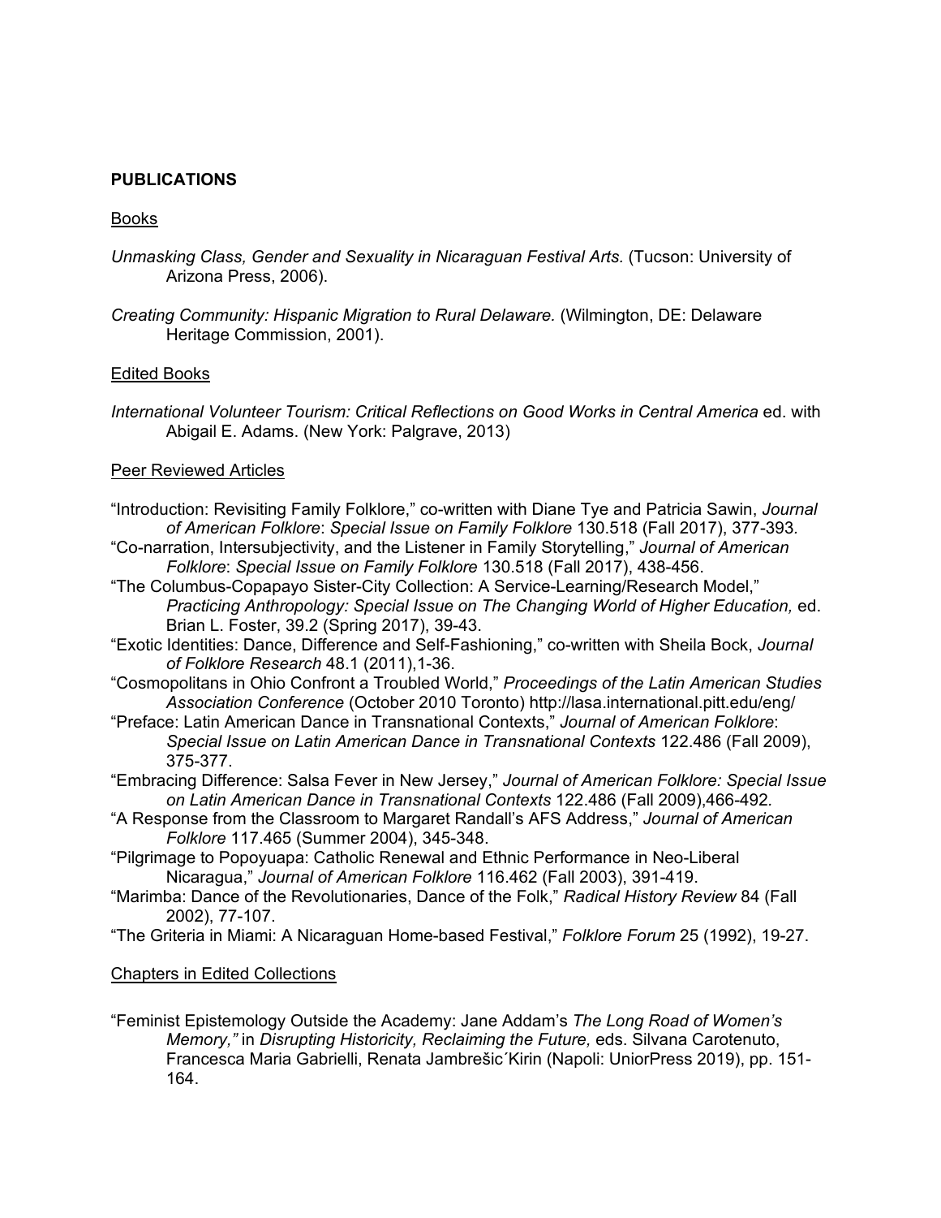## PUBLICATIONS

### Books

*Unmasking Class, Gender and Sexuality in Nicaraguan Festival Arts.* (Tucson: University of Arizona Press, 2006).

*Creating Community: Hispanic Migration to Rural Delaware.* (Wilmington, DE: Delaware Heritage Commission, 2001).

### Edited Books

*International Volunteer Tourism: Critical Reflections on Good Works in Central America* ed. with Abigail E. Adams. (New York: Palgrave, 2013)

### Peer Reviewed Articles

"Introduction: Revisiting Family Folklore," co-written with Diane Tye and Patricia Sawin, *Journal of American Folklore*: *Special Issue on Family Folklore* 130.518 (Fall 2017), 377-393.

"Co-narration, Intersubjectivity, and the Listener in Family Storytelling," *Journal of American Folklore*: *Special Issue on Family Folklore* 130.518 (Fall 2017), 438-456.

"The Columbus-Copapayo Sister-City Collection: A Service-Learning/Research Model," *Practicing Anthropology: Special Issue on The Changing World of Higher Education,* ed. Brian L. Foster, 39.2 (Spring 2017), 39-43.

"Exotic Identities: Dance, Difference and Self-Fashioning," co-written with Sheila Bock, *Journal of Folklore Research* 48.1 (2011),1-36.

"Cosmopolitans in Ohio Confront a Troubled World," *Proceedings of the Latin American Studies Association Conference* (October 2010 Toronto) http://lasa.international.pitt.edu/eng/

"Preface: Latin American Dance in Transnational Contexts," *Journal of American Folklore*: *Special Issue on Latin American Dance in Transnational Contexts* 122.486 (Fall 2009), 375-377.

"Embracing Difference: Salsa Fever in New Jersey," *Journal of American Folklore: Special Issue on Latin American Dance in Transnational Contexts* 122.486 (Fall 2009),466-492.

"A Response from the Classroom to Margaret Randall's AFS Address," *Journal of American Folklore* 117.465 (Summer 2004), 345-348.

"Pilgrimage to Popoyuapa: Catholic Renewal and Ethnic Performance in Neo-Liberal Nicaragua," *Journal of American Folklore* 116.462 (Fall 2003), 391-419.

"Marimba: Dance of the Revolutionaries, Dance of the Folk," *Radical History Review* 84 (Fall 2002), 77-107.

"The Griteria in Miami: A Nicaraguan Home-based Festival," *Folklore Forum* 25 (1992), 19-27.

### Chapters in Edited Collections

"Feminist Epistemology Outside the Academy: Jane Addam's *The Long Road of Women's Memory,"* in *Disrupting Historicity, Reclaiming the Future,* eds. Silvana Carotenuto, Francesca Maria Gabrielli, Renata Jambrešic´Kirin (Napoli: UniorPress 2019), pp. 151-164.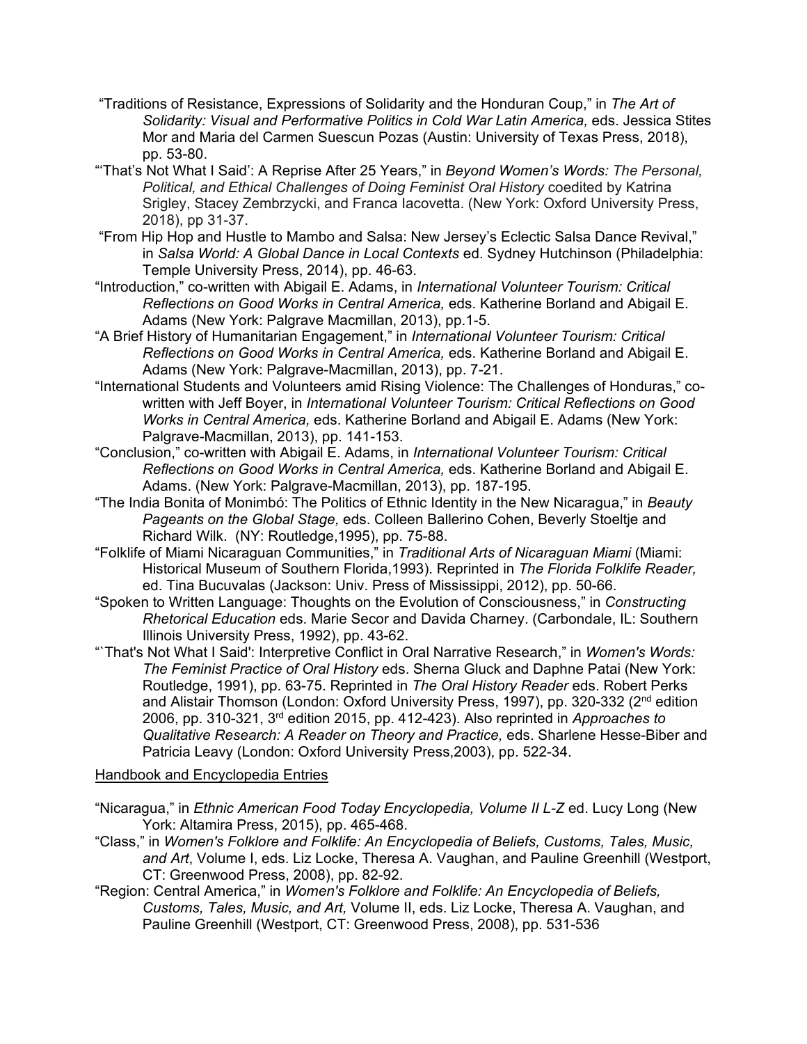"Traditions of Resistance, Expressions of Solidarity and the Honduran Coup," in *The Art of Solidarity: Visual and Performative Politics in Cold War Latin America,* eds. Jessica Stites Mor and Maria del Carmen Suescun Pozas (Austin: University of Texas Press, 2018), pp. 53-80.

"'That's Not What I Said': A Reprise After 25 Years," in *Beyond Women's Words: The Personal, Political, and Ethical Challenges of Doing Feminist Oral History* coedited by Katrina Srigley, Stacey Zembrzycki, and Franca Iacovetta. (New York: Oxford University Press, 2018), pp 31-37.

"From Hip Hop and Hustle to Mambo and Salsa: New Jersey's Eclectic Salsa Dance Revival," in *Salsa World: A Global Dance in Local Contexts* ed. Sydney Hutchinson (Philadelphia: Temple University Press, 2014), pp. 46-63.

"Introduction," co-written with Abigail E. Adams, in *International Volunteer Tourism: Critical Reflections on Good Works in Central America,* eds. Katherine Borland and Abigail E. Adams (New York: Palgrave Macmillan, 2013), pp.1-5.

"A Brief History of Humanitarian Engagement," in *International Volunteer Tourism: Critical Reflections on Good Works in Central America,* eds. Katherine Borland and Abigail E. Adams (New York: Palgrave-Macmillan, 2013), pp. 7-21.

"International Students and Volunteers amid Rising Violence: The Challenges of Honduras," co-written with Jeff Boyer, in *International Volunteer Tourism: Critical Reflections on Good Works in Central America,* eds. Katherine Borland and Abigail E. Adams (New York: Palgrave-Macmillan, 2013), pp. 141-153.

"Conclusion," co-written with Abigail E. Adams, in *International Volunteer Tourism: Critical Reflections on Good Works in Central America,* eds. Katherine Borland and Abigail E. Adams. (New York: Palgrave-Macmillan, 2013), pp. 187-195.

"The India Bonita of Monimbó: The Politics of Ethnic Identity in the New Nicaragua," in *Beauty Pageants on the Global Stage,* eds. Colleen Ballerino Cohen, Beverly Stoeltje and Richard Wilk. (NY: Routledge,1995), pp. 75-88.

"Folklife of Miami Nicaraguan Communities," in *Traditional Arts of Nicaraguan Miami* (Miami: Historical Museum of Southern Florida,1993). Reprinted in *The Florida Folklife Reader,* ed. Tina Bucuvalas (Jackson: Univ. Press of Mississippi, 2012), pp. 50-66.

"Spoken to Written Language: Thoughts on the Evolution of Consciousness," in *Constructing Rhetorical Education* eds. Marie Secor and Davida Charney. (Carbondale, IL: Southern Illinois University Press, 1992), pp. 43-62.

"`That's Not What I Said': Interpretive Conflict in Oral Narrative Research," in *Women's Words: The Feminist Practice of Oral History* eds. Sherna Gluck and Daphne Patai (New York: Routledge, 1991), pp. 63-75. Reprinted in *The Oral History Reader* eds. Robert Perks and Alistair Thomson (London: Oxford University Press, 1997), pp. 320-332 (2nd edition 2006, pp. 310-321, 3rd edition 2015, pp. 412-423). Also reprinted in *Approaches to Qualitative Research: A Reader on Theory and Practice,* eds. Sharlene Hesse-Biber and Patricia Leavy (London: Oxford University Press,2003), pp. 522-34.

Handbook and Encyclopedia Entries

"Nicaragua," in *Ethnic American Food Today Encyclopedia, Volume II L-Z* ed. Lucy Long (New York: Altamira Press, 2015), pp. 465-468.

"Class," in *Women's Folklore and Folklife: An Encyclopedia of Beliefs, Customs, Tales, Music, and Art*, Volume I, eds. Liz Locke, Theresa A. Vaughan, and Pauline Greenhill (Westport, CT: Greenwood Press, 2008), pp. 82-92.

"Region: Central America," in *Women's Folklore and Folklife: An Encyclopedia of Beliefs, Customs, Tales, Music, and Art,* Volume II, eds. Liz Locke, Theresa A. Vaughan, and Pauline Greenhill (Westport, CT: Greenwood Press, 2008), pp. 531-536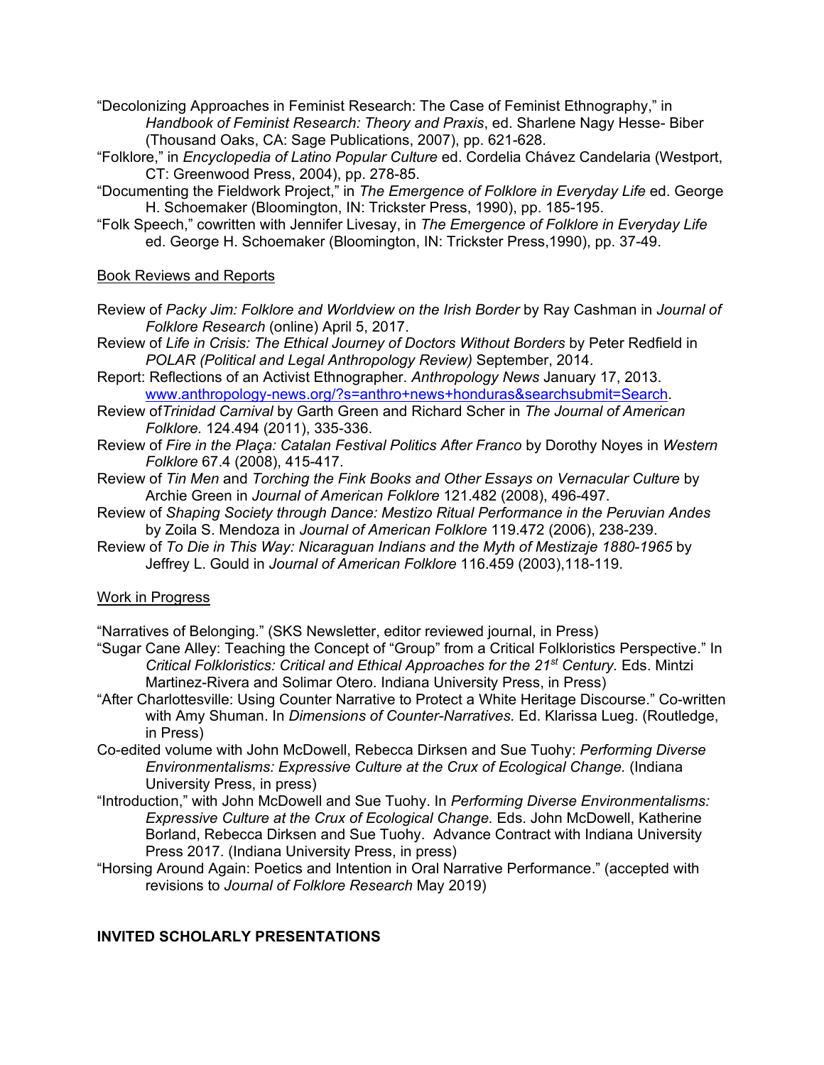"Decolonizing Approaches in Feminist Research: The Case of Feminist Ethnography," in *Handbook of Feminist Research: Theory and Praxis*, ed. Sharlene Nagy Hesse- Biber (Thousand Oaks, CA: Sage Publications, 2007), pp. 621-628.

"Folklore," in *Encyclopedia of Latino Popular Culture* ed. Cordelia Chávez Candelaria (Westport, CT: Greenwood Press, 2004), pp. 278-85.

"Documenting the Fieldwork Project," in *The Emergence of Folklore in Everyday Life* ed. George H. Schoemaker (Bloomington, IN: Trickster Press, 1990), pp. 185-195.

"Folk Speech," cowritten with Jennifer Livesay, in *The Emergence of Folklore in Everyday Life* ed. George H. Schoemaker (Bloomington, IN: Trickster Press,1990), pp. 37-49.

<u>Book Reviews and Reports</u>

Review of *Packy Jim: Folklore and Worldview on the Irish Border* by Ray Cashman in *Journal of Folklore Research* (online) April 5, 2017.

Review of *Life in Crisis: The Ethical Journey of Doctors Without Borders* by Peter Redfield in *POLAR (Political and Legal Anthropology Review)* September, 2014.

Report: Reflections of an Activist Ethnographer. *Anthropology News* January 17, 2013. [www.anthropology-news.org/?s=anthro+news+honduras&searchsubmit=Search](www.anthropology-news.org/?s=anthro+news+honduras&searchsubmit=Search).

Review of*Trinidad Carnival* by Garth Green and Richard Scher in *The Journal of American Folklore.* 124.494 (2011), 335-336.

Review of *Fire in the Plaça: Catalan Festival Politics After Franco* by Dorothy Noyes in *Western Folklore* 67.4 (2008), 415-417.

Review of *Tin Men* and *Torching the Fink Books and Other Essays on Vernacular Culture* by Archie Green in *Journal of American Folklore* 121.482 (2008), 496-497.

Review of *Shaping Society through Dance: Mestizo Ritual Performance in the Peruvian Andes* by Zoila S. Mendoza in *Journal of American Folklore* 119.472 (2006), 238-239.

Review of *To Die in This Way: Nicaraguan Indians and the Myth of Mestizaje 1880-1965* by Jeffrey L. Gould in *Journal of American Folklore* 116.459 (2003),118-119.

<u>Work in Progress</u>

"Narratives of Belonging." (SKS Newsletter, editor reviewed journal, in Press)

"Sugar Cane Alley: Teaching the Concept of "Group" from a Critical Folkloristics Perspective." In *Critical Folkloristics: Critical and Ethical Approaches for the 21st Century.* Eds. Mintzi Martinez-Rivera and Solimar Otero. Indiana University Press, in Press)

"After Charlottesville: Using Counter Narrative to Protect a White Heritage Discourse." Co-written with Amy Shuman. In *Dimensions of Counter-Narratives.* Ed. Klarissa Lueg. (Routledge, in Press)

Co-edited volume with John McDowell, Rebecca Dirksen and Sue Tuohy: *Performing Diverse Environmentalisms: Expressive Culture at the Crux of Ecological Change.* (Indiana University Press, in press)

"Introduction," with John McDowell and Sue Tuohy. In *Performing Diverse Environmentalisms: Expressive Culture at the Crux of Ecological Change.* Eds. John McDowell, Katherine Borland, Rebecca Dirksen and Sue Tuohy. Advance Contract with Indiana University Press 2017. (Indiana University Press, in press)

"Horsing Around Again: Poetics and Intention in Oral Narrative Performance." (accepted with revisions to *Journal of Folklore Research* May 2019)

**INVITED SCHOLARLY PRESENTATIONS**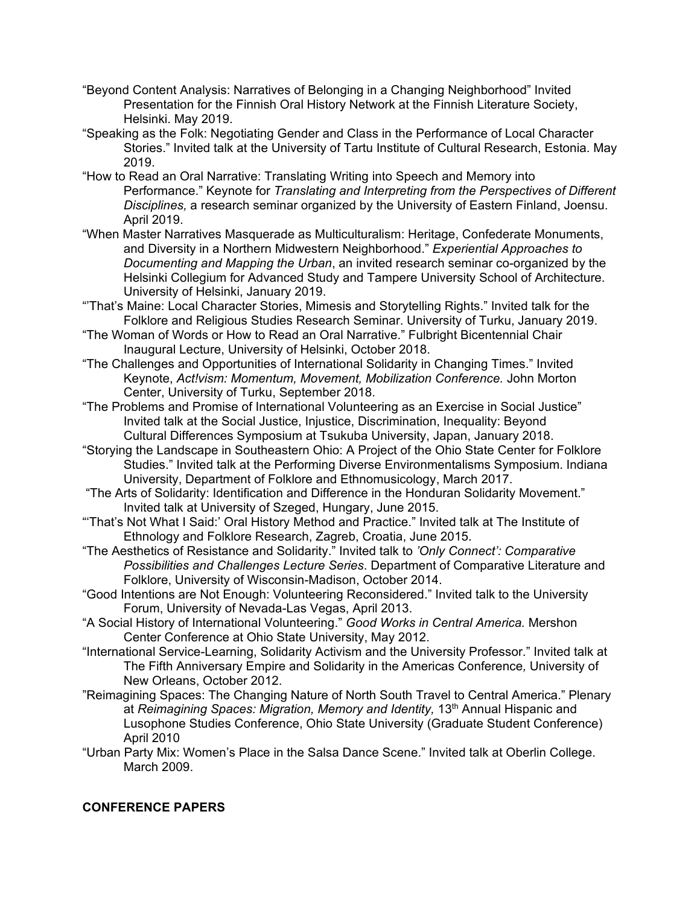"Beyond Content Analysis: Narratives of Belonging in a Changing Neighborhood" Invited Presentation for the Finnish Oral History Network at the Finnish Literature Society, Helsinki. May 2019.

"Speaking as the Folk: Negotiating Gender and Class in the Performance of Local Character Stories." Invited talk at the University of Tartu Institute of Cultural Research, Estonia. May 2019.

"How to Read an Oral Narrative: Translating Writing into Speech and Memory into Performance." Keynote for *Translating and Interpreting from the Perspectives of Different Disciplines,* a research seminar organized by the University of Eastern Finland, Joensu. April 2019.

"When Master Narratives Masquerade as Multiculturalism: Heritage, Confederate Monuments, and Diversity in a Northern Midwestern Neighborhood." *Experiential Approaches to Documenting and Mapping the Urban*, an invited research seminar co-organized by the Helsinki Collegium for Advanced Study and Tampere University School of Architecture. University of Helsinki, January 2019.

"'That's Maine: Local Character Stories, Mimesis and Storytelling Rights." Invited talk for the Folklore and Religious Studies Research Seminar. University of Turku, January 2019.

"The Woman of Words or How to Read an Oral Narrative." Fulbright Bicentennial Chair Inaugural Lecture, University of Helsinki, October 2018.

"The Challenges and Opportunities of International Solidarity in Changing Times." Invited Keynote, *Act!vism: Momentum, Movement, Mobilization Conference.* John Morton Center, University of Turku, September 2018.

"The Problems and Promise of International Volunteering as an Exercise in Social Justice" Invited talk at the Social Justice, Injustice, Discrimination, Inequality: Beyond Cultural Differences Symposium at Tsukuba University, Japan, January 2018.

"Storying the Landscape in Southeastern Ohio: A Project of the Ohio State Center for Folklore Studies." Invited talk at the Performing Diverse Environmentalisms Symposium. Indiana University, Department of Folklore and Ethnomusicology, March 2017.

"The Arts of Solidarity: Identification and Difference in the Honduran Solidarity Movement." Invited talk at University of Szeged, Hungary, June 2015.

"'That's Not What I Said:' Oral History Method and Practice." Invited talk at The Institute of Ethnology and Folklore Research, Zagreb, Croatia, June 2015.

"The Aesthetics of Resistance and Solidarity." Invited talk to *'Only Connect': Comparative Possibilities and Challenges Lecture Series*. Department of Comparative Literature and Folklore, University of Wisconsin-Madison, October 2014.

"Good Intentions are Not Enough: Volunteering Reconsidered." Invited talk to the University Forum, University of Nevada-Las Vegas, April 2013.

"A Social History of International Volunteering." *Good Works in Central America*. Mershon Center Conference at Ohio State University, May 2012.

"International Service-Learning, Solidarity Activism and the University Professor." Invited talk at The Fifth Anniversary Empire and Solidarity in the Americas Conference*,* University of New Orleans, October 2012.

"Reimagining Spaces: The Changing Nature of North South Travel to Central America." Plenary at *Reimagining Spaces: Migration, Memory and Identity,* 13th Annual Hispanic and Lusophone Studies Conference, Ohio State University (Graduate Student Conference) April 2010

"Urban Party Mix: Women's Place in the Salsa Dance Scene." Invited talk at Oberlin College. March 2009.

## CONFERENCE PAPERS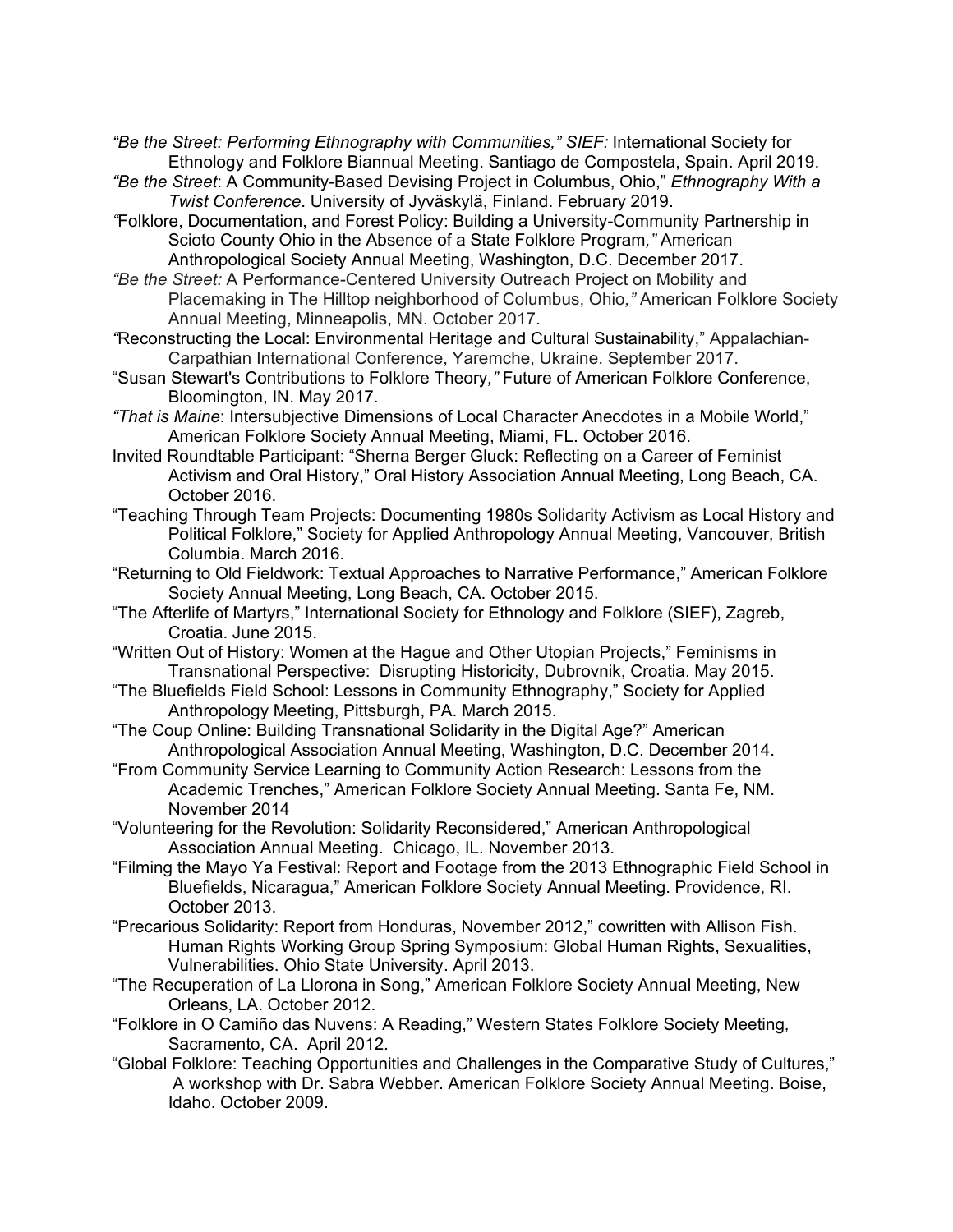*"Be the Street: Performing Ethnography with Communities," SIEF:* International Society for Ethnology and Folklore Biannual Meeting. Santiago de Compostela, Spain. April 2019.

*"Be the Street*: A Community-Based Devising Project in Columbus, Ohio," *Ethnography With a Twist Conference*. University of Jyväskylä, Finland. February 2019.

*"*Folklore, Documentation, and Forest Policy: Building a University-Community Partnership in Scioto County Ohio in the Absence of a State Folklore Program*,"* American Anthropological Society Annual Meeting, Washington, D.C. December 2017.

*"Be the Street:* A Performance-Centered University Outreach Project on Mobility and Placemaking in The Hilltop neighborhood of Columbus, Ohio*,"* American Folklore Society Annual Meeting, Minneapolis, MN. October 2017.

*"*Reconstructing the Local: Environmental Heritage and Cultural Sustainability," Appalachian-Carpathian International Conference, Yaremche, Ukraine. September 2017.

"Susan Stewart's Contributions to Folklore Theory*,"* Future of American Folklore Conference, Bloomington, IN. May 2017.

*"That is Maine*: Intersubjective Dimensions of Local Character Anecdotes in a Mobile World," American Folklore Society Annual Meeting, Miami, FL. October 2016.

Invited Roundtable Participant: "Sherna Berger Gluck: Reflecting on a Career of Feminist Activism and Oral History," Oral History Association Annual Meeting, Long Beach, CA. October 2016.

"Teaching Through Team Projects: Documenting 1980s Solidarity Activism as Local History and Political Folklore," Society for Applied Anthropology Annual Meeting, Vancouver, British Columbia. March 2016.

"Returning to Old Fieldwork: Textual Approaches to Narrative Performance," American Folklore Society Annual Meeting, Long Beach, CA. October 2015.

"The Afterlife of Martyrs," International Society for Ethnology and Folklore (SIEF), Zagreb, Croatia. June 2015.

"Written Out of History: Women at the Hague and Other Utopian Projects," Feminisms in Transnational Perspective: Disrupting Historicity, Dubrovnik, Croatia. May 2015.

"The Bluefields Field School: Lessons in Community Ethnography," Society for Applied Anthropology Meeting, Pittsburgh, PA. March 2015.

"The Coup Online: Building Transnational Solidarity in the Digital Age?" American Anthropological Association Annual Meeting, Washington, D.C. December 2014.

"From Community Service Learning to Community Action Research: Lessons from the Academic Trenches," American Folklore Society Annual Meeting. Santa Fe, NM. November 2014

"Volunteering for the Revolution: Solidarity Reconsidered," American Anthropological Association Annual Meeting. Chicago, IL. November 2013.

"Filming the Mayo Ya Festival: Report and Footage from the 2013 Ethnographic Field School in Bluefields, Nicaragua," American Folklore Society Annual Meeting. Providence, RI. October 2013.

"Precarious Solidarity: Report from Honduras, November 2012," cowritten with Allison Fish. Human Rights Working Group Spring Symposium: Global Human Rights, Sexualities, Vulnerabilities. Ohio State University. April 2013.

"The Recuperation of La Llorona in Song," American Folklore Society Annual Meeting, New Orleans, LA. October 2012.

"Folklore in O Camiño das Nuvens: A Reading," Western States Folklore Society Meeting*,* Sacramento, CA. April 2012.

"Global Folklore: Teaching Opportunities and Challenges in the Comparative Study of Cultures," A workshop with Dr. Sabra Webber. American Folklore Society Annual Meeting. Boise, Idaho. October 2009.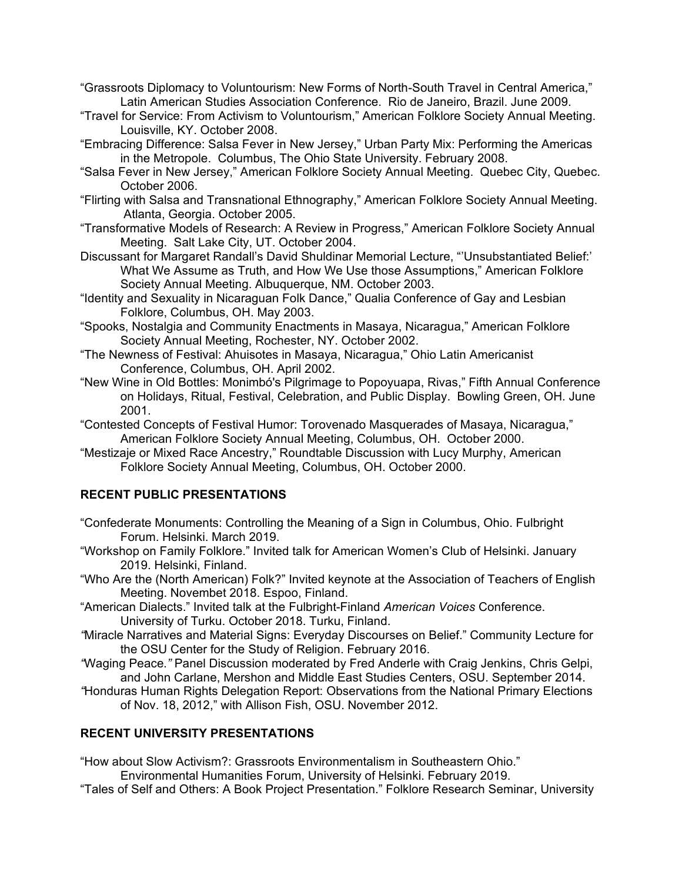"Grassroots Diplomacy to Voluntourism: New Forms of North-South Travel in Central America," Latin American Studies Association Conference. Rio de Janeiro, Brazil. June 2009.

"Travel for Service: From Activism to Voluntourism," American Folklore Society Annual Meeting. Louisville, KY. October 2008.

"Embracing Difference: Salsa Fever in New Jersey," Urban Party Mix: Performing the Americas in the Metropole. Columbus, The Ohio State University. February 2008.

"Salsa Fever in New Jersey," American Folklore Society Annual Meeting. Quebec City, Quebec. October 2006.

"Flirting with Salsa and Transnational Ethnography," American Folklore Society Annual Meeting. Atlanta, Georgia. October 2005.

"Transformative Models of Research: A Review in Progress," American Folklore Society Annual Meeting. Salt Lake City, UT. October 2004.

Discussant for Margaret Randall's David Shuldinar Memorial Lecture, "'Unsubstantiated Belief:' What We Assume as Truth, and How We Use those Assumptions," American Folklore Society Annual Meeting. Albuquerque, NM. October 2003.

"Identity and Sexuality in Nicaraguan Folk Dance," Qualia Conference of Gay and Lesbian Folklore, Columbus, OH. May 2003.

"Spooks, Nostalgia and Community Enactments in Masaya, Nicaragua," American Folklore Society Annual Meeting, Rochester, NY. October 2002.

"The Newness of Festival: Ahuisotes in Masaya, Nicaragua," Ohio Latin Americanist Conference, Columbus, OH. April 2002.

"New Wine in Old Bottles: Monimbó's Pilgrimage to Popoyuapa, Rivas," Fifth Annual Conference on Holidays, Ritual, Festival, Celebration, and Public Display. Bowling Green, OH. June 2001.

"Contested Concepts of Festival Humor: Torovenado Masquerades of Masaya, Nicaragua," American Folklore Society Annual Meeting, Columbus, OH. October 2000.

"Mestizaje or Mixed Race Ancestry," Roundtable Discussion with Lucy Murphy, American Folklore Society Annual Meeting, Columbus, OH. October 2000.

## RECENT PUBLIC PRESENTATIONS

"Confederate Monuments: Controlling the Meaning of a Sign in Columbus, Ohio. Fulbright Forum. Helsinki. March 2019.

"Workshop on Family Folklore." Invited talk for American Women's Club of Helsinki. January 2019. Helsinki, Finland.

"Who Are the (North American) Folk?" Invited keynote at the Association of Teachers of English Meeting. Novembet 2018. Espoo, Finland.

"American Dialects." Invited talk at the Fulbright-Finland *American Voices* Conference. University of Turku. October 2018. Turku, Finland.

"Miracle Narratives and Material Signs: Everyday Discourses on Belief." Community Lecture for the OSU Center for the Study of Religion. February 2016.

"Waging Peace." Panel Discussion moderated by Fred Anderle with Craig Jenkins, Chris Gelpi, and John Carlane, Mershon and Middle East Studies Centers, OSU. September 2014.

"Honduras Human Rights Delegation Report: Observations from the National Primary Elections of Nov. 18, 2012," with Allison Fish, OSU. November 2012.

## RECENT UNIVERSITY PRESENTATIONS

"How about Slow Activism?: Grassroots Environmentalism in Southeastern Ohio." Environmental Humanities Forum, University of Helsinki. February 2019.

"Tales of Self and Others: A Book Project Presentation." Folklore Research Seminar, University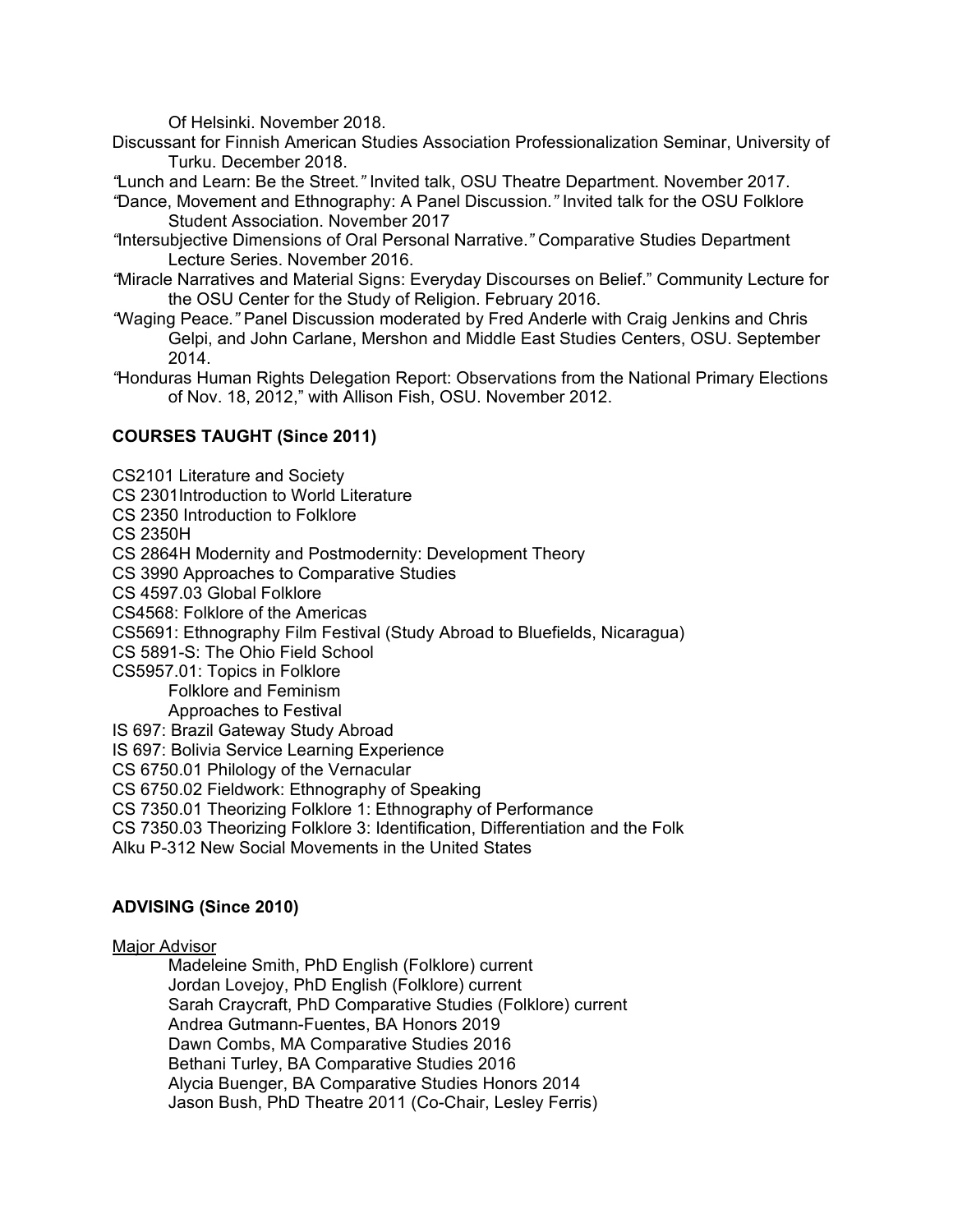Of Helsinki. November 2018.

Discussant for Finnish American Studies Association Professionalization Seminar, University of Turku. December 2018.

"Lunch and Learn: Be the Street." Invited talk, OSU Theatre Department. November 2017.

"Dance, Movement and Ethnography: A Panel Discussion." Invited talk for the OSU Folklore Student Association. November 2017

"Intersubjective Dimensions of Oral Personal Narrative." Comparative Studies Department Lecture Series. November 2016.

"Miracle Narratives and Material Signs: Everyday Discourses on Belief." Community Lecture for the OSU Center for the Study of Religion. February 2016.

"Waging Peace." Panel Discussion moderated by Fred Anderle with Craig Jenkins and Chris Gelpi, and John Carlane, Mershon and Middle East Studies Centers, OSU. September 2014.

"Honduras Human Rights Delegation Report: Observations from the National Primary Elections of Nov. 18, 2012," with Allison Fish, OSU. November 2012.

**COURSES TAUGHT (Since 2011)**

CS2101 Literature and Society
CS 2301Introduction to World Literature
CS 2350 Introduction to Folklore
CS 2350H
CS 2864H Modernity and Postmodernity: Development Theory
CS 3990 Approaches to Comparative Studies
CS 4597.03 Global Folklore
CS4568: Folklore of the Americas
CS5691: Ethnography Film Festival (Study Abroad to Bluefields, Nicaragua)
CS 5891-S: The Ohio Field School
CS5957.01: Topics in Folklore
  Folklore and Feminism
  Approaches to Festival
IS 697: Brazil Gateway Study Abroad
IS 697: Bolivia Service Learning Experience
CS 6750.01 Philology of the Vernacular
CS 6750.02 Fieldwork: Ethnography of Speaking
CS 7350.01 Theorizing Folklore 1: Ethnography of Performance
CS 7350.03 Theorizing Folklore 3: Identification, Differentiation and the Folk
Alku P-312 New Social Movements in the United States

**ADVISING (Since 2010)**

<u>Major Advisor</u>

Madeleine Smith, PhD English (Folklore) current
Jordan Lovejoy, PhD English (Folklore) current
Sarah Craycraft, PhD Comparative Studies (Folklore) current
Andrea Gutmann-Fuentes, BA Honors 2019
Dawn Combs, MA Comparative Studies 2016
Bethani Turley, BA Comparative Studies 2016
Alycia Buenger, BA Comparative Studies Honors 2014
Jason Bush, PhD Theatre 2011 (Co-Chair, Lesley Ferris)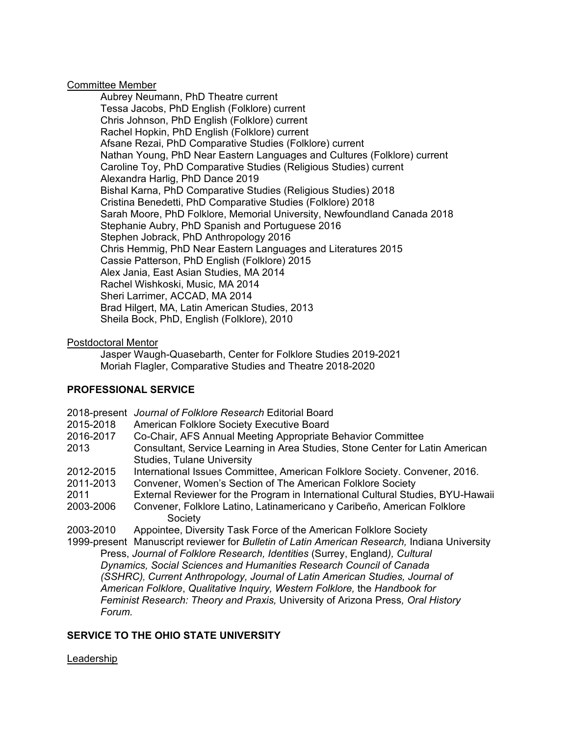<u>Committee Member</u>

Aubrey Neumann, PhD Theatre current
Tessa Jacobs, PhD English (Folklore) current
Chris Johnson, PhD English (Folklore) current
Rachel Hopkin, PhD English (Folklore) current
Afsane Rezai, PhD Comparative Studies (Folklore) current
Nathan Young, PhD Near Eastern Languages and Cultures (Folklore) current
Caroline Toy, PhD Comparative Studies (Religious Studies) current
Alexandra Harlig, PhD Dance 2019
Bishal Karna, PhD Comparative Studies (Religious Studies) 2018
Cristina Benedetti, PhD Comparative Studies (Folklore) 2018
Sarah Moore, PhD Folklore, Memorial University, Newfoundland Canada 2018
Stephanie Aubry, PhD Spanish and Portuguese 2016
Stephen Jobrack, PhD Anthropology 2016
Chris Hemmig, PhD Near Eastern Languages and Literatures 2015
Cassie Patterson, PhD English (Folklore) 2015
Alex Jania, East Asian Studies, MA 2014
Rachel Wishkoski, Music, MA 2014
Sheri Larrimer, ACCAD, MA 2014
Brad Hilgert, MA, Latin American Studies, 2013
Sheila Bock, PhD, English (Folklore), 2010

<u>Postdoctoral Mentor</u>

Jasper Waugh-Quasebarth, Center for Folklore Studies 2019-2021
Moriah Flagler, Comparative Studies and Theatre 2018-2020

## PROFESSIONAL SERVICE

2018-present *Journal of Folklore Research* Editorial Board
2015-2018 American Folklore Society Executive Board
2016-2017 Co-Chair, AFS Annual Meeting Appropriate Behavior Committee
2013 Consultant, Service Learning in Area Studies, Stone Center for Latin American Studies, Tulane University
2012-2015 International Issues Committee, American Folklore Society. Convener, 2016.
2011-2013 Convener, Women's Section of The American Folklore Society
2011 External Reviewer for the Program in International Cultural Studies, BYU-Hawaii
2003-2006 Convener, Folklore Latino, Latinamericano y Caribeño, American Folklore Society
2003-2010 Appointee, Diversity Task Force of the American Folklore Society
1999-present Manuscript reviewer for *Bulletin of Latin American Research,* Indiana University Press, *Journal of Folklore Research, Identities* (Surrey, England*), Cultural Dynamics, Social Sciences and Humanities Research Council of Canada (SSHRC), Current Anthropology, Journal of Latin American Studies, Journal of American Folklore*, *Qualitative Inquiry, Western Folklore,* the *Handbook for Feminist Research: Theory and Praxis,* University of Arizona Press*, Oral History Forum.*

## SERVICE TO THE OHIO STATE UNIVERSITY

<u>Leadership</u>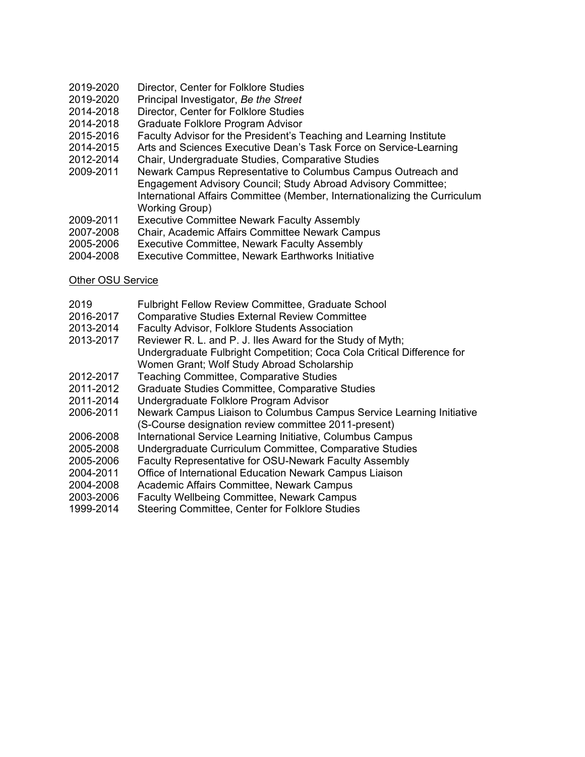2019-2020 Director, Center for Folklore Studies
2019-2020 Principal Investigator, *Be the Street*
2014-2018 Director, Center for Folklore Studies
2014-2018 Graduate Folklore Program Advisor
2015-2016 Faculty Advisor for the President's Teaching and Learning Institute
2014-2015 Arts and Sciences Executive Dean's Task Force on Service-Learning
2012-2014 Chair, Undergraduate Studies, Comparative Studies
2009-2011 Newark Campus Representative to Columbus Campus Outreach and Engagement Advisory Council; Study Abroad Advisory Committee; International Affairs Committee (Member, Internationalizing the Curriculum Working Group)
2009-2011 Executive Committee Newark Faculty Assembly
2007-2008 Chair, Academic Affairs Committee Newark Campus
2005-2006 Executive Committee, Newark Faculty Assembly
2004-2008 Executive Committee, Newark Earthworks Initiative

<u>Other OSU Service</u>

2019 Fulbright Fellow Review Committee, Graduate School
2016-2017 Comparative Studies External Review Committee
2013-2014 Faculty Advisor, Folklore Students Association
2013-2017 Reviewer R. L. and P. J. Iles Award for the Study of Myth; Undergraduate Fulbright Competition; Coca Cola Critical Difference for Women Grant; Wolf Study Abroad Scholarship
2012-2017 Teaching Committee, Comparative Studies
2011-2012 Graduate Studies Committee, Comparative Studies
2011-2014 Undergraduate Folklore Program Advisor
2006-2011 Newark Campus Liaison to Columbus Campus Service Learning Initiative (S-Course designation review committee 2011-present)
2006-2008 International Service Learning Initiative, Columbus Campus
2005-2008 Undergraduate Curriculum Committee, Comparative Studies
2005-2006 Faculty Representative for OSU-Newark Faculty Assembly
2004-2011 Office of International Education Newark Campus Liaison
2004-2008 Academic Affairs Committee, Newark Campus
2003-2006 Faculty Wellbeing Committee, Newark Campus
1999-2014 Steering Committee, Center for Folklore Studies